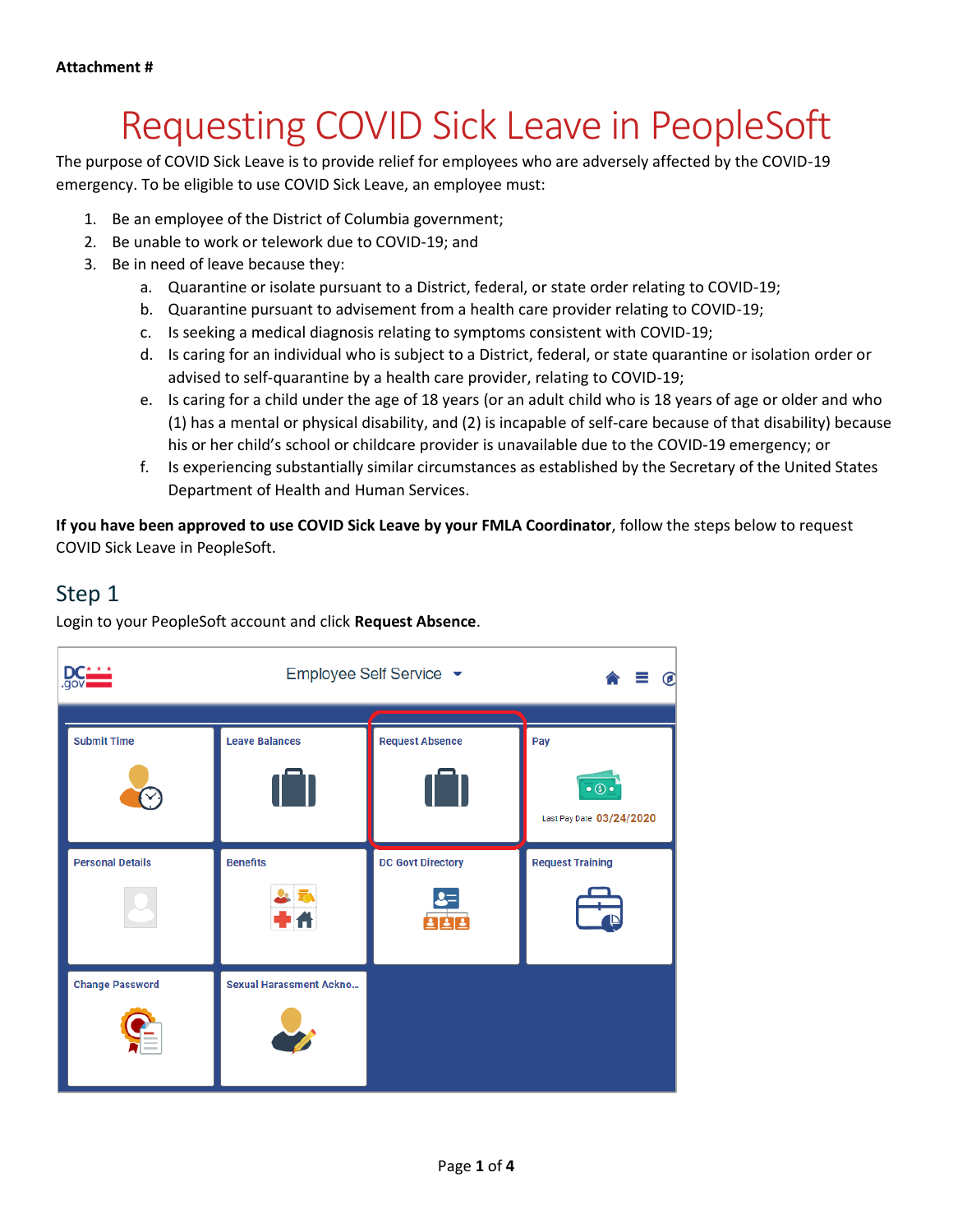**Attachment #**

# Requesting COVID Sick Leave in PeopleSoft

The purpose of COVID Sick Leave is to provide relief for employees who are adversely affected by the COVID-19 emergency. To be eligible to use COVID Sick Leave, an employee must:

1. Be an employee of the District of Columbia government;
2. Be unable to work or telework due to COVID-19; and
3. Be in need of leave because they:
   a. Quarantine or isolate pursuant to a District, federal, or state order relating to COVID-19;
   b. Quarantine pursuant to advisement from a health care provider relating to COVID-19;
   c. Is seeking a medical diagnosis relating to symptoms consistent with COVID-19;
   d. Is caring for an individual who is subject to a District, federal, or state quarantine or isolation order or advised to self-quarantine by a health care provider, relating to COVID-19;
   e. Is caring for a child under the age of 18 years (or an adult child who is 18 years of age or older and who (1) has a mental or physical disability, and (2) is incapable of self-care because of that disability) because his or her child's school or childcare provider is unavailable due to the COVID-19 emergency; or
   f. Is experiencing substantially similar circumstances as established by the Secretary of the United States Department of Health and Human Services.

**If you have been approved to use COVID Sick Leave by your FMLA Coordinator**, follow the steps below to request COVID Sick Leave in PeopleSoft.

## Step 1

Login to your PeopleSoft account and click **Request Absence**.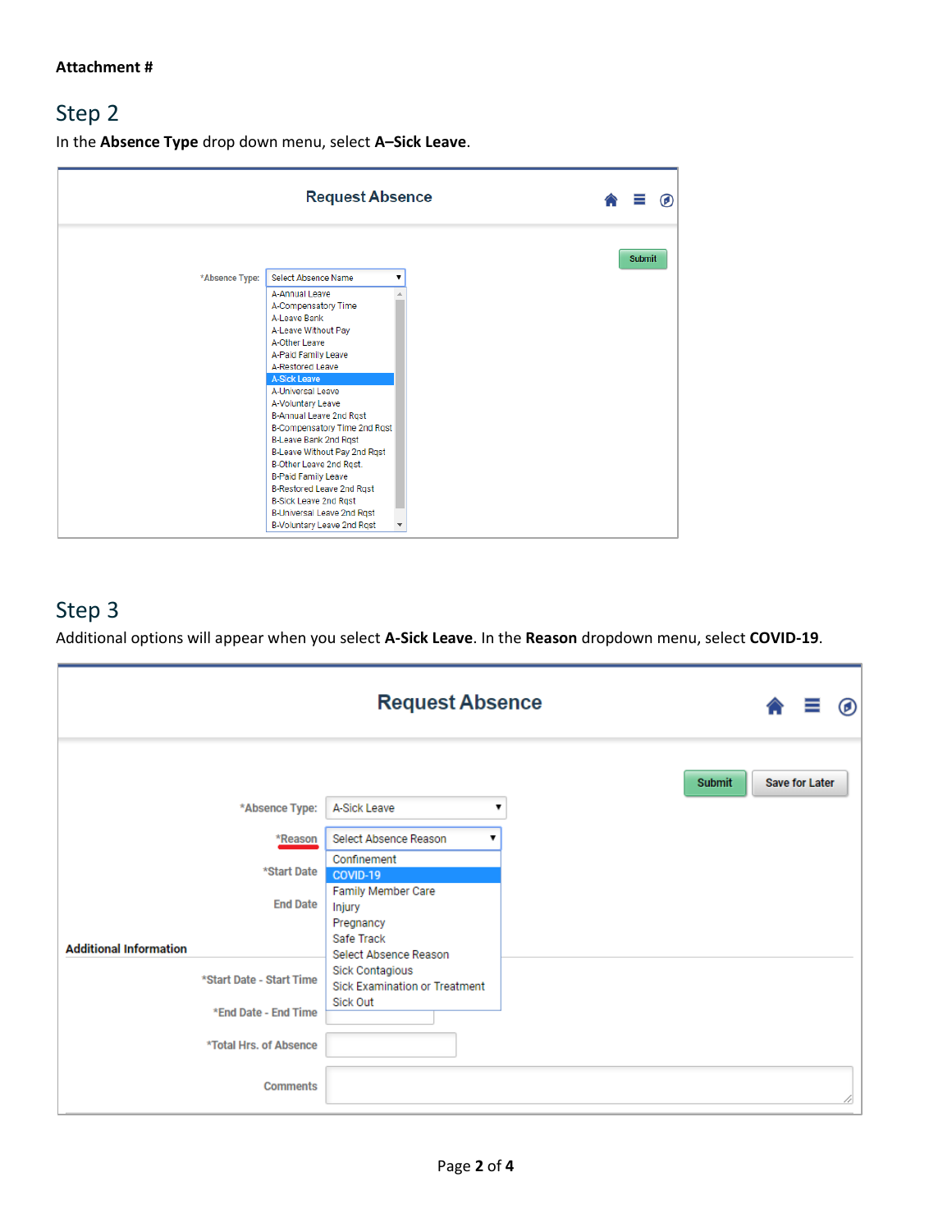**Attachment #**

## Step 2

In the **Absence Type** drop down menu, select **A–Sick Leave**.

Request Absence

Submit

*Absence Type: Select Absence Name

- A-Annual Leave
- A-Compensatory Time
- A-Leave Bank
- A-Leave Without Pay
- A-Other Leave
- A-Paid Family Leave
- A-Restored Leave
- A-Sick Leave
- A-Universal Leave
- A-Voluntary Leave
- B-Annual Leave 2nd Rqst
- B-Compensatory Time 2nd Rqst
- B-Leave Bank 2nd Rqst
- B-Leave Without Pay 2nd Rqst
- B-Other Leave 2nd Rqst.
- B-Paid Family Leave
- B-Restored Leave 2nd Rqst
- B-Sick Leave 2nd Rqst
- B-Universal Leave 2nd Rqst
- B-Voluntary Leave 2nd Rqst

## Step 3

Additional options will appear when you select **A-Sick Leave**. In the **Reason** dropdown menu, select **COVID-19**.

Request Absence

Submit | Save for Later

*Absence Type: A-Sick Leave

*Reason: Select Absence Reason

- Confinement
- COVID-19
- Family Member Care
- Injury
- Pregnancy
- Safe Track
- Select Absence Reason
- Sick Contagious
- Sick Examination or Treatment
- Sick Out

*Start Date

End Date

**Additional Information**

*Start Date - Start Time

*End Date - End Time

*Total Hrs. of Absence

Comments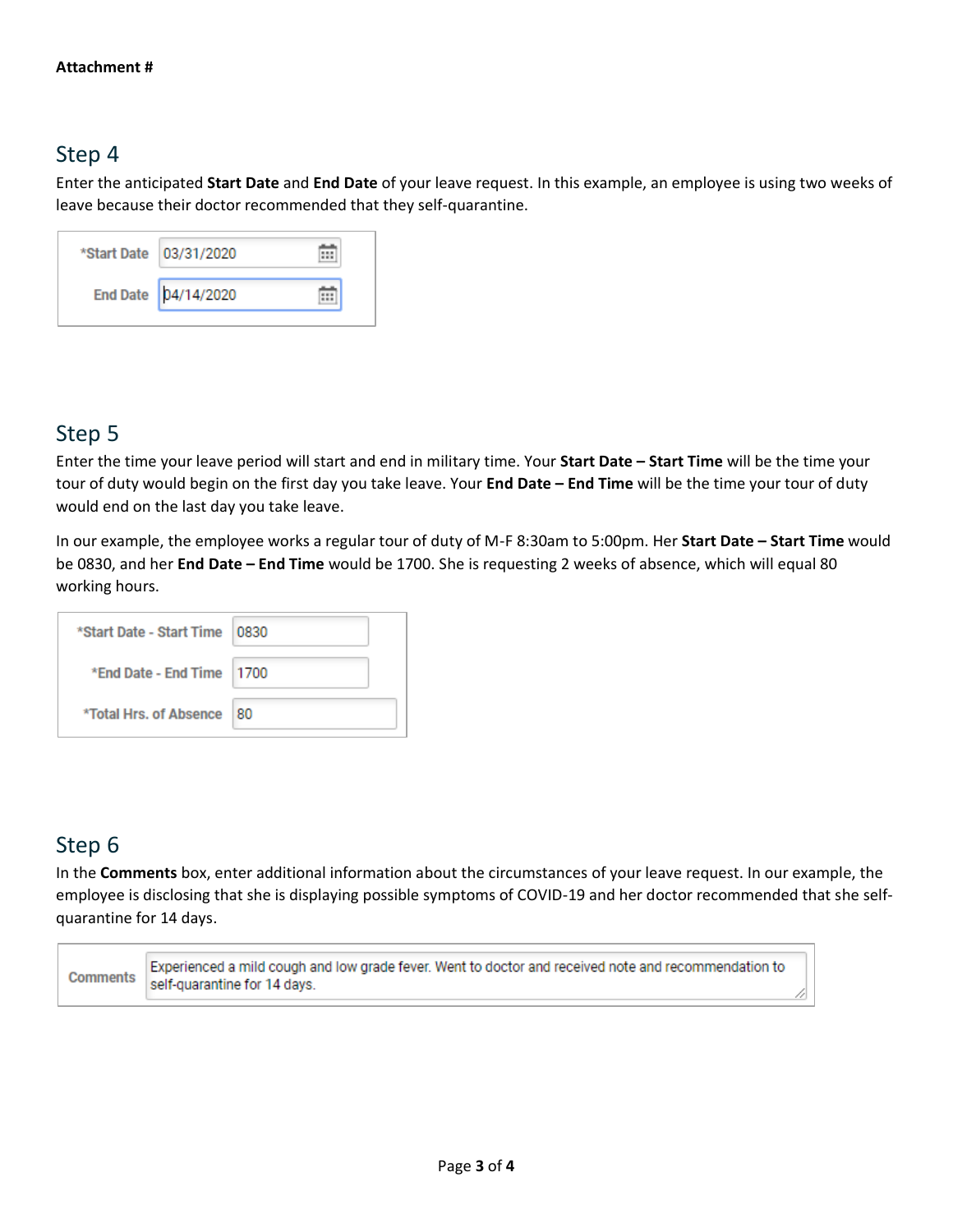**Attachment #**

## Step 4

Enter the anticipated **Start Date** and **End Date** of your leave request. In this example, an employee is using two weeks of leave because their doctor recommended that they self-quarantine.

| | |
|---|---|
| *Start Date | 03/31/2020 |
| End Date | 04/14/2020 |

## Step 5

Enter the time your leave period will start and end in military time. Your **Start Date – Start Time** will be the time your tour of duty would begin on the first day you take leave. Your **End Date – End Time** will be the time your tour of duty would end on the last day you take leave.

In our example, the employee works a regular tour of duty of M-F 8:30am to 5:00pm. Her **Start Date – Start Time** would be 0830, and her **End Date – End Time** would be 1700. She is requesting 2 weeks of absence, which will equal 80 working hours.

| | |
|---|---|
| *Start Date - Start Time | 0830 |
| *End Date - End Time | 1700 |
| *Total Hrs. of Absence | 80 |

## Step 6

In the **Comments** box, enter additional information about the circumstances of your leave request. In our example, the employee is disclosing that she is displaying possible symptoms of COVID-19 and her doctor recommended that she self-quarantine for 14 days.

| | |
|---|---|
| Comments | Experienced a mild cough and low grade fever. Went to doctor and received note and recommendation to self-quarantine for 14 days. |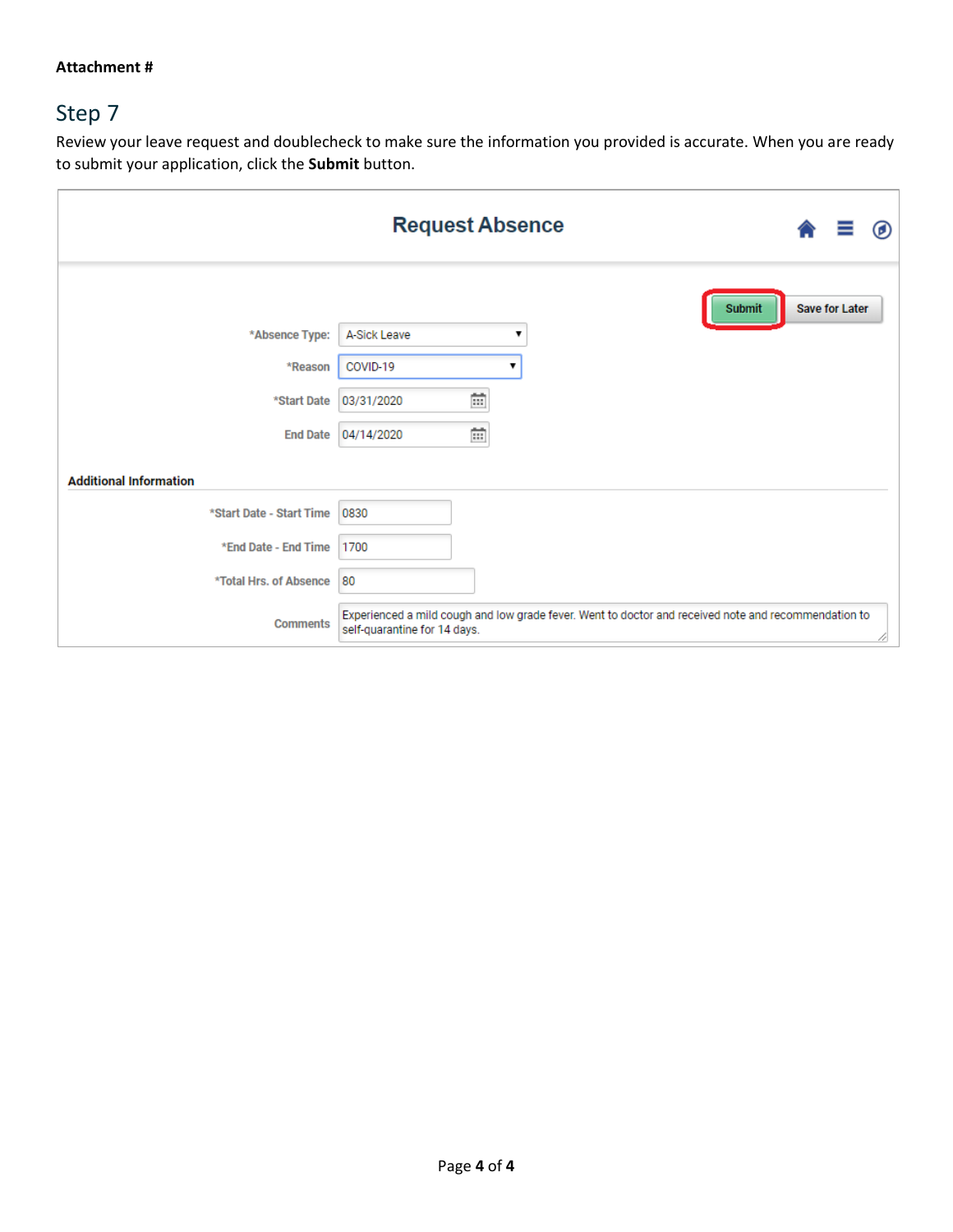**Attachment #**

## Step 7

Review your leave request and doublecheck to make sure the information you provided is accurate. When you are ready to submit your application, click the **Submit** button.

**Request Absence**

Submit | Save for Later

*Absence Type: A-Sick Leave

*Reason: COVID-19

*Start Date: 03/31/2020

End Date: 04/14/2020

**Additional Information**

*Start Date - Start Time: 0830

*End Date - End Time: 1700

*Total Hrs. of Absence: 80

Comments: Experienced a mild cough and low grade fever. Went to doctor and received note and recommendation to self-quarantine for 14 days.